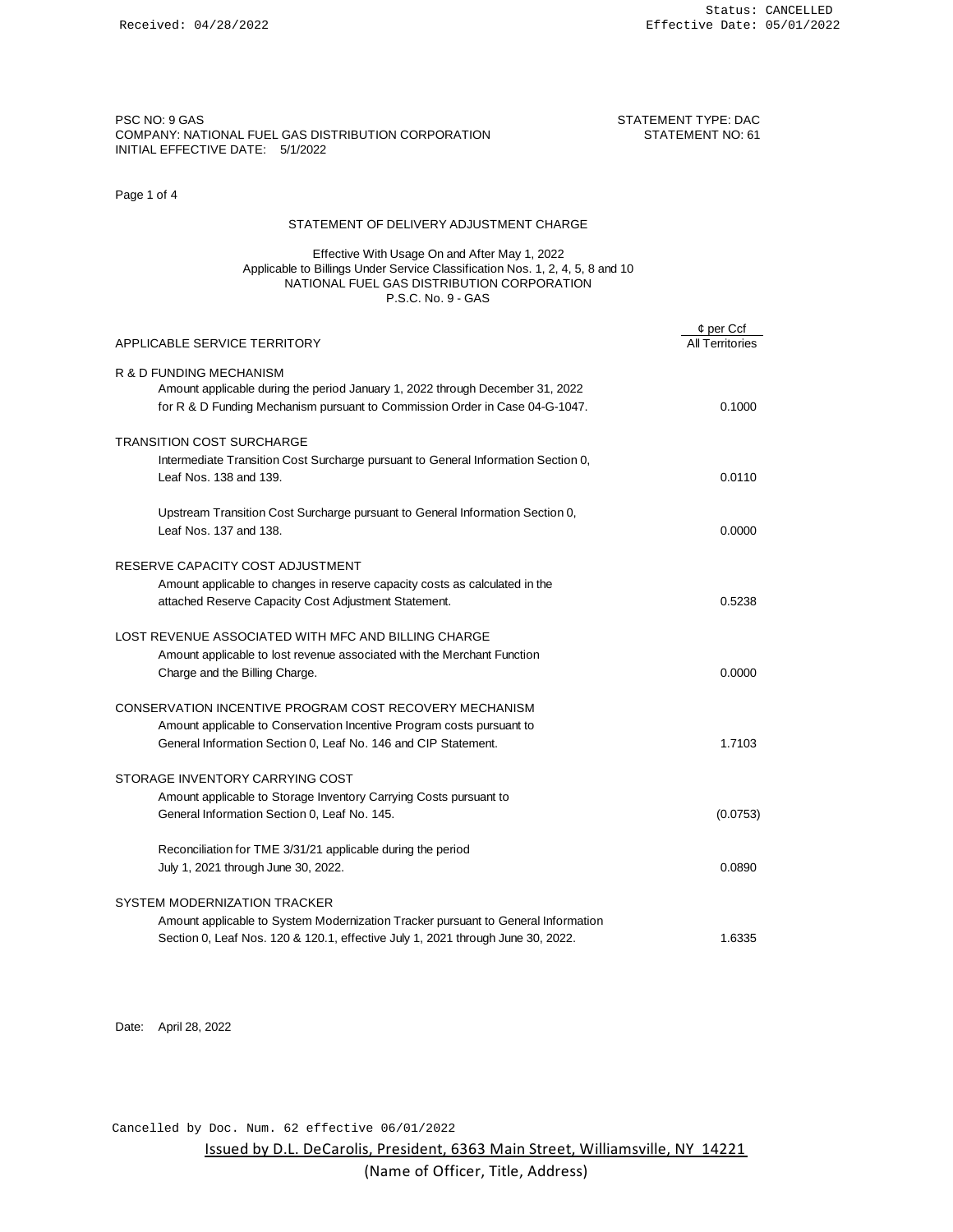Received: 04/28/2022

Status: CANCELLED
Effective Date: 05/01/2022

PSC NO: 9 GAS
COMPANY: NATIONAL FUEL GAS DISTRIBUTION CORPORATION
INITIAL EFFECTIVE DATE: 5/1/2022

STATEMENT TYPE: DAC
STATEMENT NO: 61

## STATEMENT OF DELIVERY ADJUSTMENT CHARGE

Effective With Usage On and After May 1, 2022
Applicable to Billings Under Service Classification Nos. 1, 2, 4, 5, 8 and 10
NATIONAL FUEL GAS DISTRIBUTION CORPORATION
P.S.C. No. 9 - GAS

| APPLICABLE SERVICE TERRITORY | ¢ per Ccf All Territories |
|---|---|
| **R & D FUNDING MECHANISM** | |
| Amount applicable during the period January 1, 2022 through December 31, 2022 for R & D Funding Mechanism pursuant to Commission Order in Case 04-G-1047. | 0.1000 |
| **TRANSITION COST SURCHARGE** | |
| Intermediate Transition Cost Surcharge pursuant to General Information Section 0, Leaf Nos. 138 and 139. | 0.0110 |
| Upstream Transition Cost Surcharge pursuant to General Information Section 0, Leaf Nos. 137 and 138. | 0.0000 |
| **RESERVE CAPACITY COST ADJUSTMENT** | |
| Amount applicable to changes in reserve capacity costs as calculated in the attached Reserve Capacity Cost Adjustment Statement. | 0.5238 |
| **LOST REVENUE ASSOCIATED WITH MFC AND BILLING CHARGE** | |
| Amount applicable to lost revenue associated with the Merchant Function Charge and the Billing Charge. | 0.0000 |
| **CONSERVATION INCENTIVE PROGRAM COST RECOVERY MECHANISM** | |
| Amount applicable to Conservation Incentive Program costs pursuant to General Information Section 0, Leaf No. 146 and CIP Statement. | 1.7103 |
| **STORAGE INVENTORY CARRYING COST** | |
| Amount applicable to Storage Inventory Carrying Costs pursuant to General Information Section 0, Leaf No. 145. | (0.0753) |
| Reconciliation for TME 3/31/21 applicable during the period July 1, 2021 through June 30, 2022. | 0.0890 |
| **SYSTEM MODERNIZATION TRACKER** | |
| Amount applicable to System Modernization Tracker pursuant to General Information Section 0, Leaf Nos. 120 & 120.1, effective July 1, 2021 through June 30, 2022. | 1.6335 |

Date: April 28, 2022

Cancelled by Doc. Num. 62 effective 06/01/2022

Issued by D.L. DeCarolis, President, 6363 Main Street, Williamsville, NY 14221
(Name of Officer, Title, Address)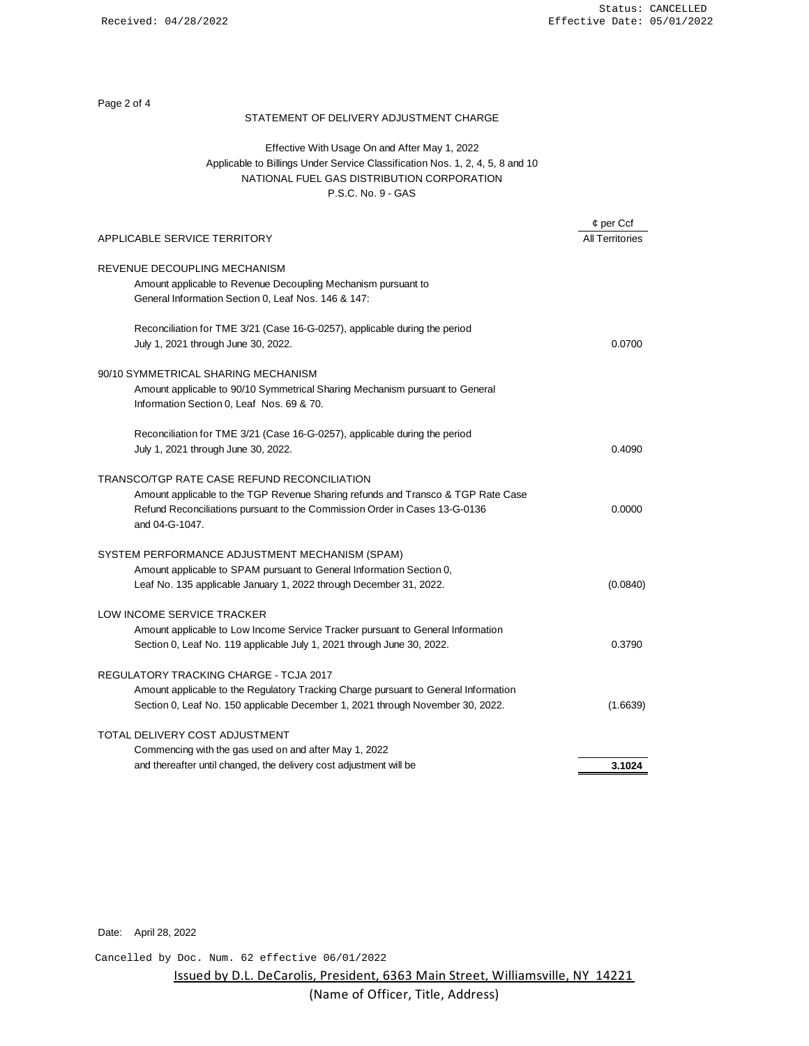## STATEMENT OF DELIVERY ADJUSTMENT CHARGE

Effective With Usage On and After May 1, 2022
Applicable to Billings Under Service Classification Nos. 1, 2, 4, 5, 8 and 10
NATIONAL FUEL GAS DISTRIBUTION CORPORATION
P.S.C. No. 9 - GAS

| APPLICABLE SERVICE TERRITORY | ¢ per Ccf<br>All Territories |
|---|---|
| **REVENUE DECOUPLING MECHANISM** | |
| Amount applicable to Revenue Decoupling Mechanism pursuant to General Information Section 0, Leaf Nos. 146 & 147: | |
| Reconciliation for TME 3/21 (Case 16-G-0257), applicable during the period July 1, 2021 through June 30, 2022. | 0.0700 |
| **90/10 SYMMETRICAL SHARING MECHANISM** | |
| Amount applicable to 90/10 Symmetrical Sharing Mechanism pursuant to General Information Section 0, Leaf Nos. 69 & 70. | |
| Reconciliation for TME 3/21 (Case 16-G-0257), applicable during the period July 1, 2021 through June 30, 2022. | 0.4090 |
| **TRANSCO/TGP RATE CASE REFUND RECONCILIATION** | |
| Amount applicable to the TGP Revenue Sharing refunds and Transco & TGP Rate Case Refund Reconciliations pursuant to the Commission Order in Cases 13-G-0136 and 04-G-1047. | 0.0000 |
| **SYSTEM PERFORMANCE ADJUSTMENT MECHANISM (SPAM)** | |
| Amount applicable to SPAM pursuant to General Information Section 0, Leaf No. 135 applicable January 1, 2022 through December 31, 2022. | (0.0840) |
| **LOW INCOME SERVICE TRACKER** | |
| Amount applicable to Low Income Service Tracker pursuant to General Information Section 0, Leaf No. 119 applicable July 1, 2021 through June 30, 2022. | 0.3790 |
| **REGULATORY TRACKING CHARGE - TCJA 2017** | |
| Amount applicable to the Regulatory Tracking Charge pursuant to General Information Section 0, Leaf No. 150 applicable December 1, 2021 through November 30, 2022. | (1.6639) |
| **TOTAL DELIVERY COST ADJUSTMENT** | |
| Commencing with the gas used on and after May 1, 2022 and thereafter until changed, the delivery cost adjustment will be | **3.1024** |

Date: April 28, 2022

Cancelled by Doc. Num. 62 effective 06/01/2022

Issued by D.L. DeCarolis, President, 6363 Main Street, Williamsville, NY 14221
(Name of Officer, Title, Address)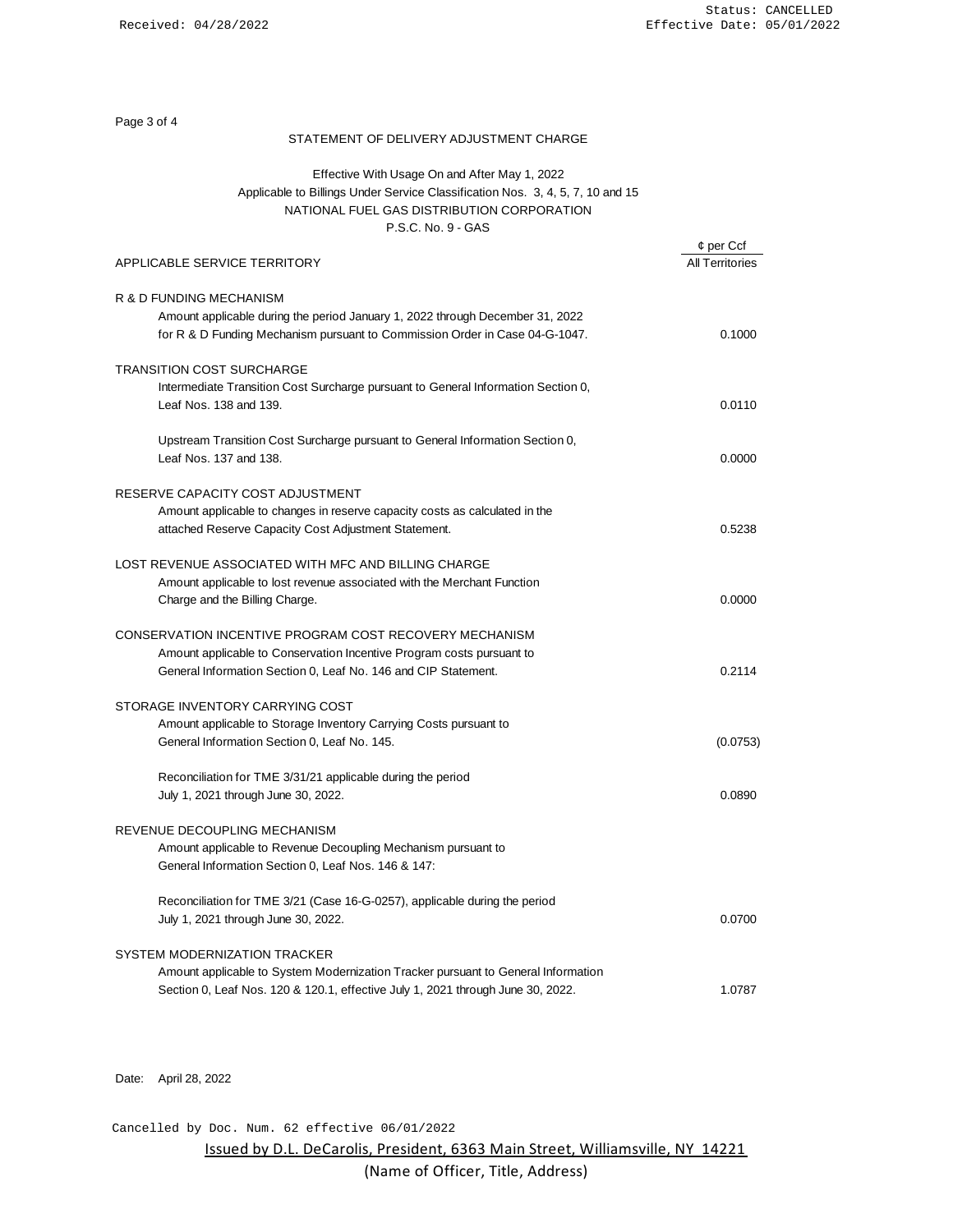Received: 04/28/2022

Status: CANCELLED
Effective Date: 05/01/2022

Page 3 of 4

# STATEMENT OF DELIVERY ADJUSTMENT CHARGE

Effective With Usage On and After May 1, 2022
Applicable to Billings Under Service Classification Nos. 3, 4, 5, 7, 10 and 15
NATIONAL FUEL GAS DISTRIBUTION CORPORATION
P.S.C. No. 9 - GAS

| APPLICABLE SERVICE TERRITORY | ¢ per Ccf All Territories |
|---|---|
| **R & D FUNDING MECHANISM** | |
| Amount applicable during the period January 1, 2022 through December 31, 2022 for R & D Funding Mechanism pursuant to Commission Order in Case 04-G-1047. | 0.1000 |
| **TRANSITION COST SURCHARGE** | |
| Intermediate Transition Cost Surcharge pursuant to General Information Section 0, Leaf Nos. 138 and 139. | 0.0110 |
| Upstream Transition Cost Surcharge pursuant to General Information Section 0, Leaf Nos. 137 and 138. | 0.0000 |
| **RESERVE CAPACITY COST ADJUSTMENT** | |
| Amount applicable to changes in reserve capacity costs as calculated in the attached Reserve Capacity Cost Adjustment Statement. | 0.5238 |
| **LOST REVENUE ASSOCIATED WITH MFC AND BILLING CHARGE** | |
| Amount applicable to lost revenue associated with the Merchant Function Charge and the Billing Charge. | 0.0000 |
| **CONSERVATION INCENTIVE PROGRAM COST RECOVERY MECHANISM** | |
| Amount applicable to Conservation Incentive Program costs pursuant to General Information Section 0, Leaf No. 146 and CIP Statement. | 0.2114 |
| **STORAGE INVENTORY CARRYING COST** | |
| Amount applicable to Storage Inventory Carrying Costs pursuant to General Information Section 0, Leaf No. 145. | (0.0753) |
| Reconciliation for TME 3/31/21 applicable during the period July 1, 2021 through June 30, 2022. | 0.0890 |
| **REVENUE DECOUPLING MECHANISM** | |
| Amount applicable to Revenue Decoupling Mechanism pursuant to General Information Section 0, Leaf Nos. 146 & 147: | |
| Reconciliation for TME 3/21 (Case 16-G-0257), applicable during the period July 1, 2021 through June 30, 2022. | 0.0700 |
| **SYSTEM MODERNIZATION TRACKER** | |
| Amount applicable to System Modernization Tracker pursuant to General Information Section 0, Leaf Nos. 120 & 120.1, effective July 1, 2021 through June 30, 2022. | 1.0787 |

Date: April 28, 2022

Cancelled by Doc. Num. 62 effective 06/01/2022

Issued by D.L. DeCarolis, President, 6363 Main Street, Williamsville, NY 14221
(Name of Officer, Title, Address)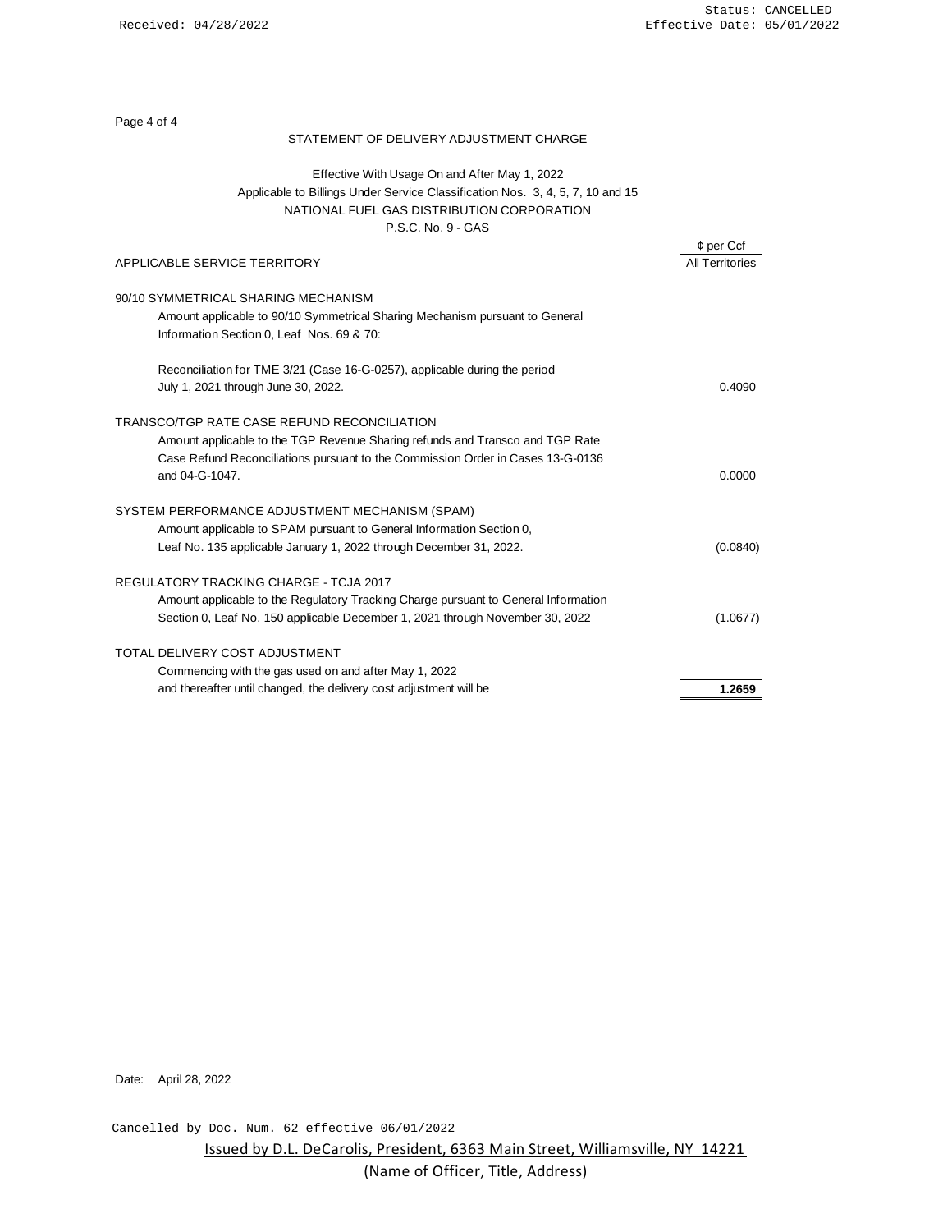Received: 04/28/2022

Status: CANCELLED
Effective Date: 05/01/2022

## STATEMENT OF DELIVERY ADJUSTMENT CHARGE

Effective With Usage On and After May 1, 2022
Applicable to Billings Under Service Classification Nos. 3, 4, 5, 7, 10 and 15
NATIONAL FUEL GAS DISTRIBUTION CORPORATION
P.S.C. No. 9 - GAS

| APPLICABLE SERVICE TERRITORY | ¢ per Ccf<br>All Territories |
|---|---|
| **90/10 SYMMETRICAL SHARING MECHANISM** | |
| Amount applicable to 90/10 Symmetrical Sharing Mechanism pursuant to General Information Section 0, Leaf Nos. 69 & 70: | |
| Reconciliation for TME 3/21 (Case 16-G-0257), applicable during the period July 1, 2021 through June 30, 2022. | 0.4090 |
| **TRANSCO/TGP RATE CASE REFUND RECONCILIATION** | |
| Amount applicable to the TGP Revenue Sharing refunds and Transco and TGP Rate Case Refund Reconciliations pursuant to the Commission Order in Cases 13-G-0136 and 04-G-1047. | 0.0000 |
| **SYSTEM PERFORMANCE ADJUSTMENT MECHANISM (SPAM)** | |
| Amount applicable to SPAM pursuant to General Information Section 0, Leaf No. 135 applicable January 1, 2022 through December 31, 2022. | (0.0840) |
| **REGULATORY TRACKING CHARGE - TCJA 2017** | |
| Amount applicable to the Regulatory Tracking Charge pursuant to General Information Section 0, Leaf No. 150 applicable December 1, 2021 through November 30, 2022 | (1.0677) |
| **TOTAL DELIVERY COST ADJUSTMENT** | |
| Commencing with the gas used on and after May 1, 2022 and thereafter until changed, the delivery cost adjustment will be | **1.2659** |

Date: April 28, 2022

Cancelled by Doc. Num. 62 effective 06/01/2022

Issued by D.L. DeCarolis, President, 6363 Main Street, Williamsville, NY 14221
(Name of Officer, Title, Address)